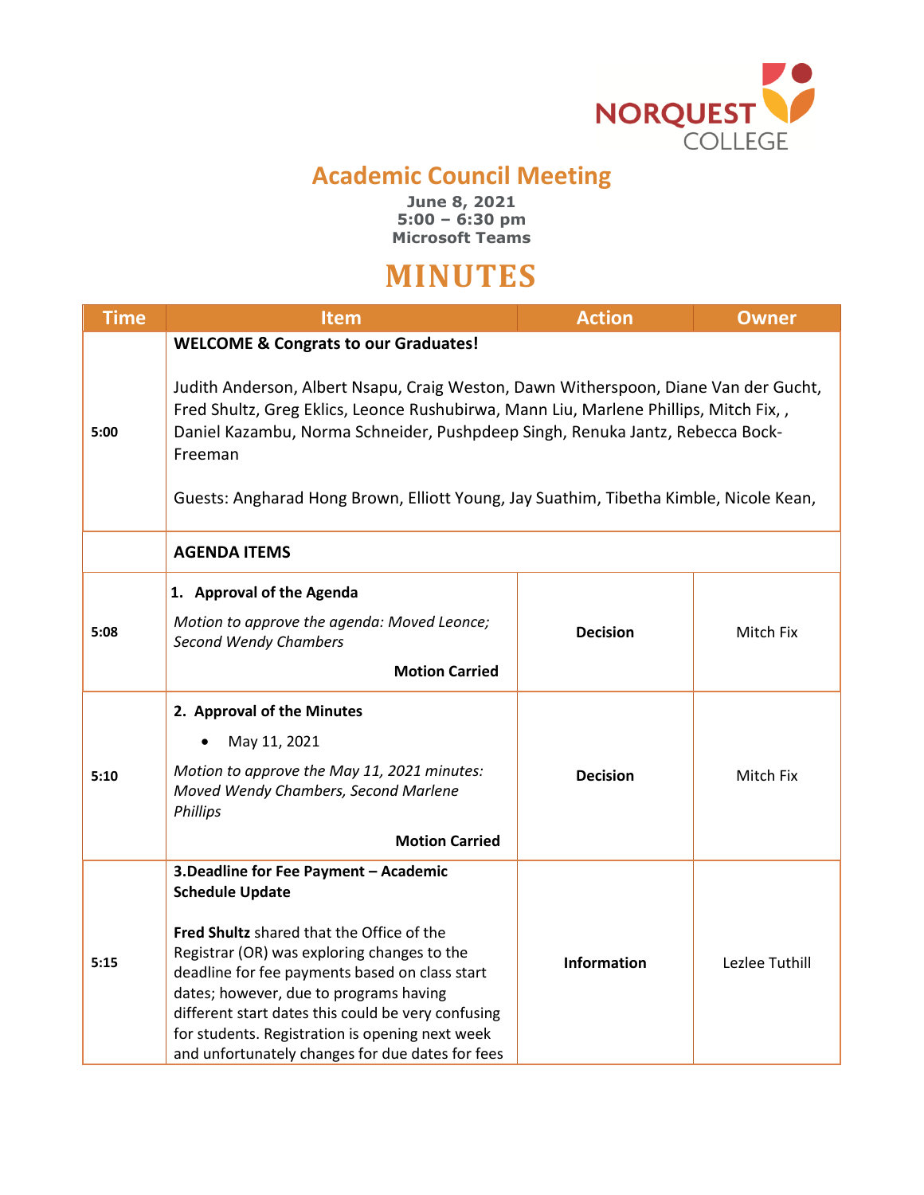# Academic Council Meeting

**June 8, 2021**
**5:00 – 6:30 pm**
**Microsoft Teams**

# MINUTES

| Time | Item | Action | Owner |
|---|---|---|---|
| 5:00 | **WELCOME & Congrats to our Graduates!**<br><br>Judith Anderson, Albert Nsapu, Craig Weston, Dawn Witherspoon, Diane Van der Gucht, Fred Shultz, Greg Eklics, Leonce Rushubirwa, Mann Liu, Marlene Phillips, Mitch Fix, , Daniel Kazambu, Norma Schneider, Pushpdeep Singh, Renuka Jantz, Rebecca Bock-Freeman<br><br>Guests: Angharad Hong Brown, Elliott Young, Jay Suathim, Tibetha Kimble, Nicole Kean, | | |
| | **AGENDA ITEMS** | | |
| 5:08 | **1. Approval of the Agenda**<br><br>*Motion to approve the agenda: Moved Leonce; Second Wendy Chambers*<br><br>**Motion Carried** | **Decision** | Mitch Fix |
| 5:10 | **2. Approval of the Minutes**<br><br>• May 11, 2021<br><br>*Motion to approve the May 11, 2021 minutes: Moved Wendy Chambers, Second Marlene Phillips*<br><br>**Motion Carried** | **Decision** | Mitch Fix |
| 5:15 | **3.Deadline for Fee Payment – Academic Schedule Update**<br><br>**Fred Shultz** shared that the Office of the Registrar (OR) was exploring changes to the deadline for fee payments based on class start dates; however, due to programs having different start dates this could be very confusing for students. Registration is opening next week and unfortunately changes for due dates for fees | **Information** | Lezlee Tuthill |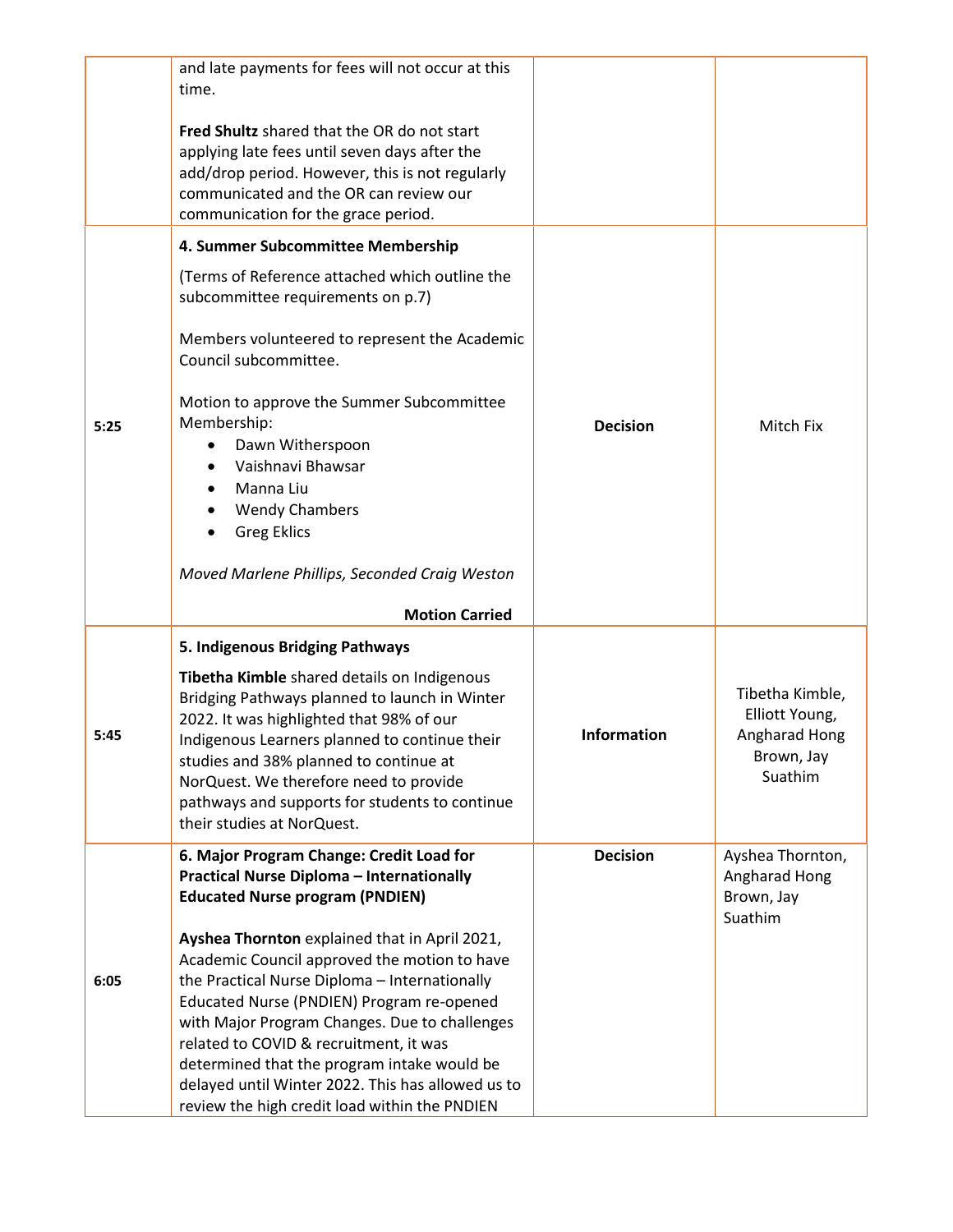| | | | |
|---|---|---|---|
| | and late payments for fees will not occur at this time.<br><br>**Fred Shultz** shared that the OR do not start applying late fees until seven days after the add/drop period. However, this is not regularly communicated and the OR can review our communication for the grace period. | | |
| 5:25 | **4. Summer Subcommittee Membership**<br><br>(Terms of Reference attached which outline the subcommittee requirements on p.7)<br><br>Members volunteered to represent the Academic Council subcommittee.<br><br>Motion to approve the Summer Subcommittee Membership:<br>• Dawn Witherspoon<br>• Vaishnavi Bhawsar<br>• Manna Liu<br>• Wendy Chambers<br>• Greg Eklics<br><br>*Moved Marlene Phillips, Seconded Craig Weston*<br><br>**Motion Carried** | **Decision** | Mitch Fix |
| 5:45 | **5. Indigenous Bridging Pathways**<br><br>**Tibetha Kimble** shared details on Indigenous Bridging Pathways planned to launch in Winter 2022. It was highlighted that 98% of our Indigenous Learners planned to continue their studies and 38% planned to continue at NorQuest. We therefore need to provide pathways and supports for students to continue their studies at NorQuest. | **Information** | Tibetha Kimble, Elliott Young, Angharad Hong Brown, Jay Suathim |
| 6:05 | **6. Major Program Change: Credit Load for Practical Nurse Diploma – Internationally Educated Nurse program (PNDIEN)**<br><br>**Ayshea Thornton** explained that in April 2021, Academic Council approved the motion to have the Practical Nurse Diploma – Internationally Educated Nurse (PNDIEN) Program re-opened with Major Program Changes. Due to challenges related to COVID & recruitment, it was determined that the program intake would be delayed until Winter 2022. This has allowed us to review the high credit load within the PNDIEN | **Decision** | Ayshea Thornton, Angharad Hong Brown, Jay Suathim |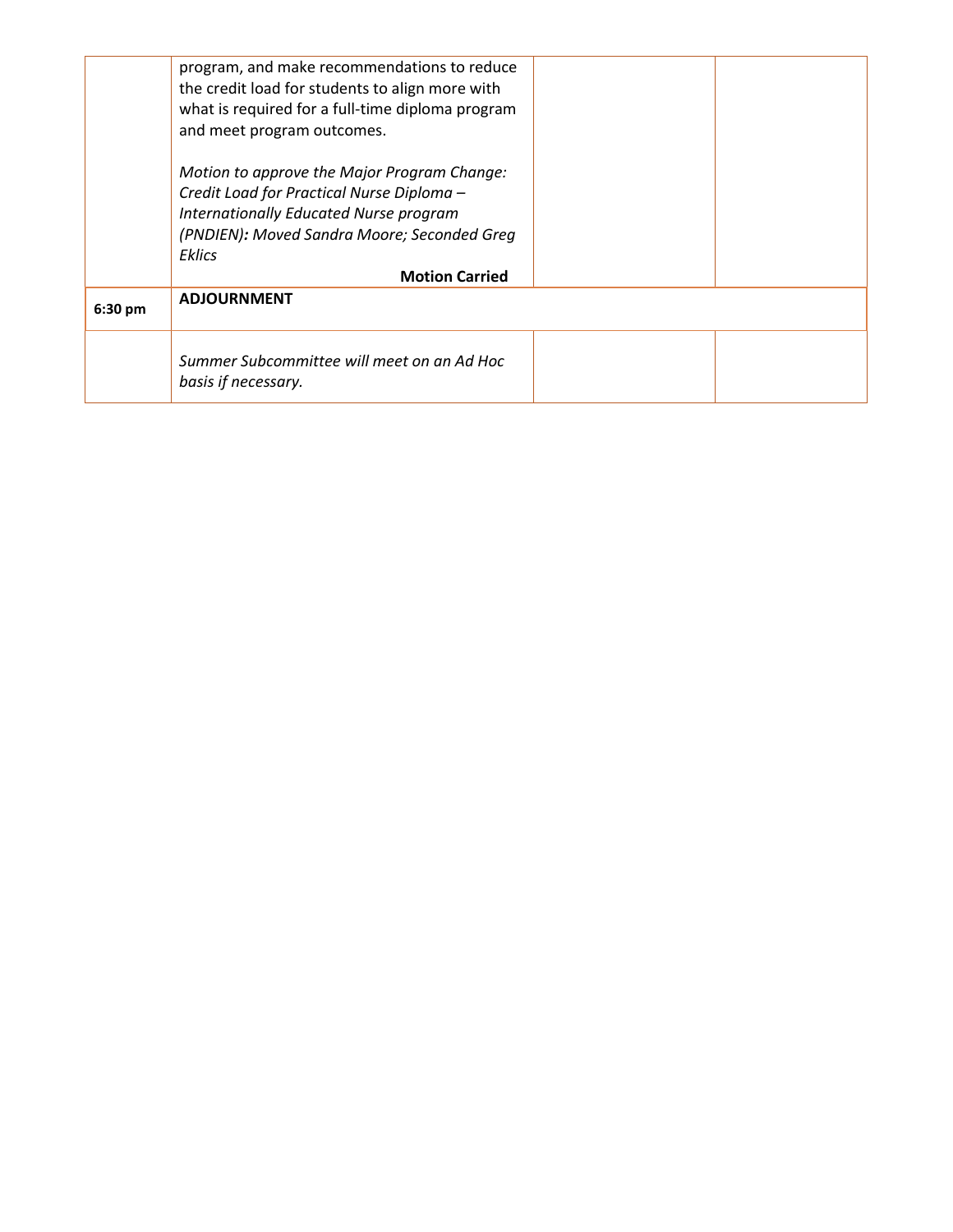| | | | |
|---|---|---|---|
| | program, and make recommendations to reduce the credit load for students to align more with what is required for a full-time diploma program and meet program outcomes.<br><br>*Motion to approve the Major Program Change: Credit Load for Practical Nurse Diploma – Internationally Educated Nurse program (PNDIEN)**:** Moved Sandra Moore; Seconded Greg Eklics*<br><br>**Motion Carried** | | |
| **6:30 pm** | **ADJOURNMENT** | | |
| | *Summer Subcommittee will meet on an Ad Hoc basis if necessary.* | | |